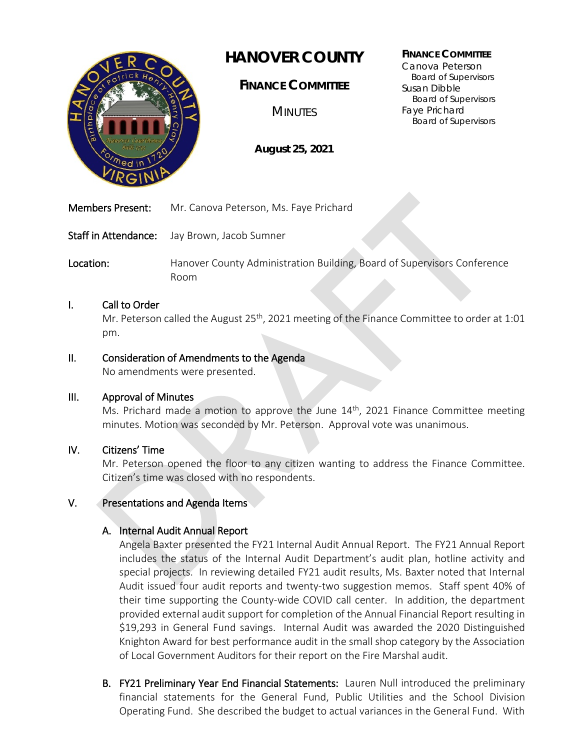# HANOVER COUNTY

## FINANCE COMMITTEE

MINUTES

**August 25, 2021**

**FINANCE COMMITTEE**
Canova Peterson
Board of Supervisors
Susan Dibble
Board of Supervisors
Faye Prichard
Board of Supervisors

**Members Present:** Mr. Canova Peterson, Ms. Faye Prichard

**Staff in Attendance:** Jay Brown, Jacob Sumner

**Location:** Hanover County Administration Building, Board of Supervisors Conference Room

## I. Call to Order

Mr. Peterson called the August 25th, 2021 meeting of the Finance Committee to order at 1:01 pm.

## II. Consideration of Amendments to the Agenda

No amendments were presented.

## III. Approval of Minutes

Ms. Prichard made a motion to approve the June 14th, 2021 Finance Committee meeting minutes. Motion was seconded by Mr. Peterson. Approval vote was unanimous.

## IV. Citizens' Time

Mr. Peterson opened the floor to any citizen wanting to address the Finance Committee. Citizen's time was closed with no respondents.

## V. Presentations and Agenda Items

### A. Internal Audit Annual Report

Angela Baxter presented the FY21 Internal Audit Annual Report. The FY21 Annual Report includes the status of the Internal Audit Department's audit plan, hotline activity and special projects. In reviewing detailed FY21 audit results, Ms. Baxter noted that Internal Audit issued four audit reports and twenty-two suggestion memos. Staff spent 40% of their time supporting the County-wide COVID call center. In addition, the department provided external audit support for completion of the Annual Financial Report resulting in \$19,293 in General Fund savings. Internal Audit was awarded the 2020 Distinguished Knighton Award for best performance audit in the small shop category by the Association of Local Government Auditors for their report on the Fire Marshal audit.

### B. FY21 Preliminary Year End Financial Statements:

Lauren Null introduced the preliminary financial statements for the General Fund, Public Utilities and the School Division Operating Fund. She described the budget to actual variances in the General Fund. With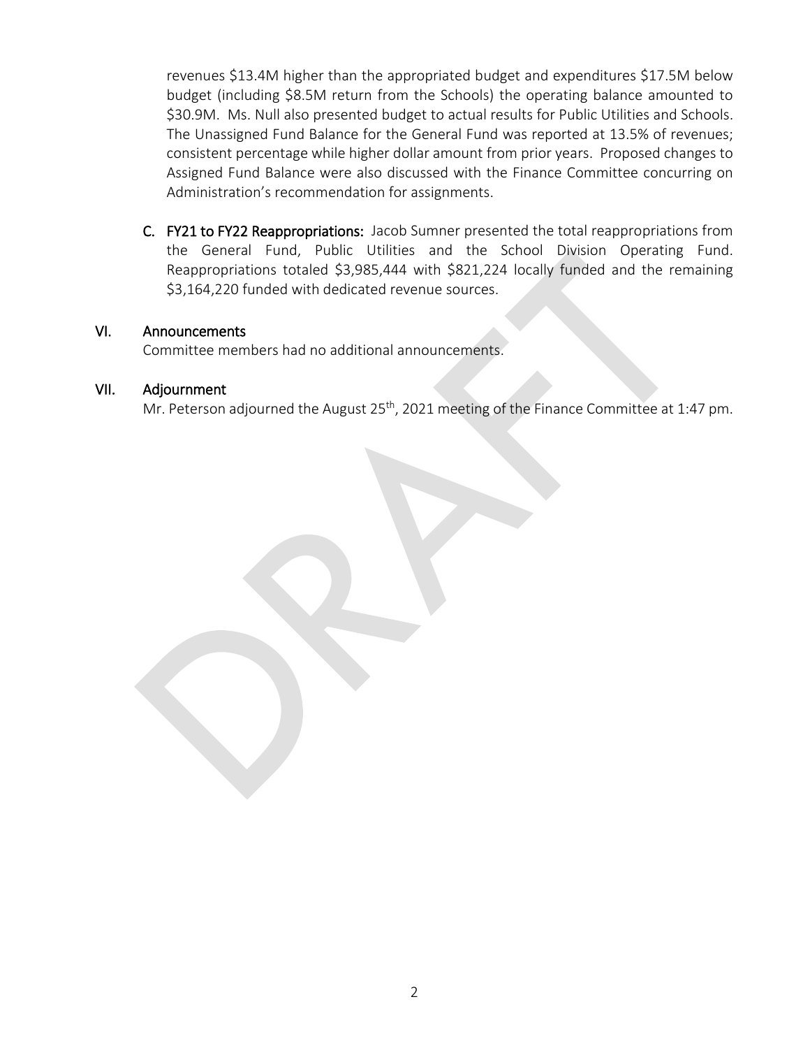revenues $13.4M higher than the appropriated budget and expenditures $17.5M below budget (including $8.5M return from the Schools) the operating balance amounted to $30.9M. Ms. Null also presented budget to actual results for Public Utilities and Schools. The Unassigned Fund Balance for the General Fund was reported at 13.5% of revenues; consistent percentage while higher dollar amount from prior years. Proposed changes to Assigned Fund Balance were also discussed with the Finance Committee concurring on Administration's recommendation for assignments.

C. **FY21 to FY22 Reappropriations:** Jacob Sumner presented the total reappropriations from the General Fund, Public Utilities and the School Division Operating Fund. Reappropriations totaled $3,985,444 with $821,224 locally funded and the remaining $3,164,220 funded with dedicated revenue sources.

## VI. Announcements

Committee members had no additional announcements.

## VII. Adjournment

Mr. Peterson adjourned the August 25th, 2021 meeting of the Finance Committee at 1:47 pm.